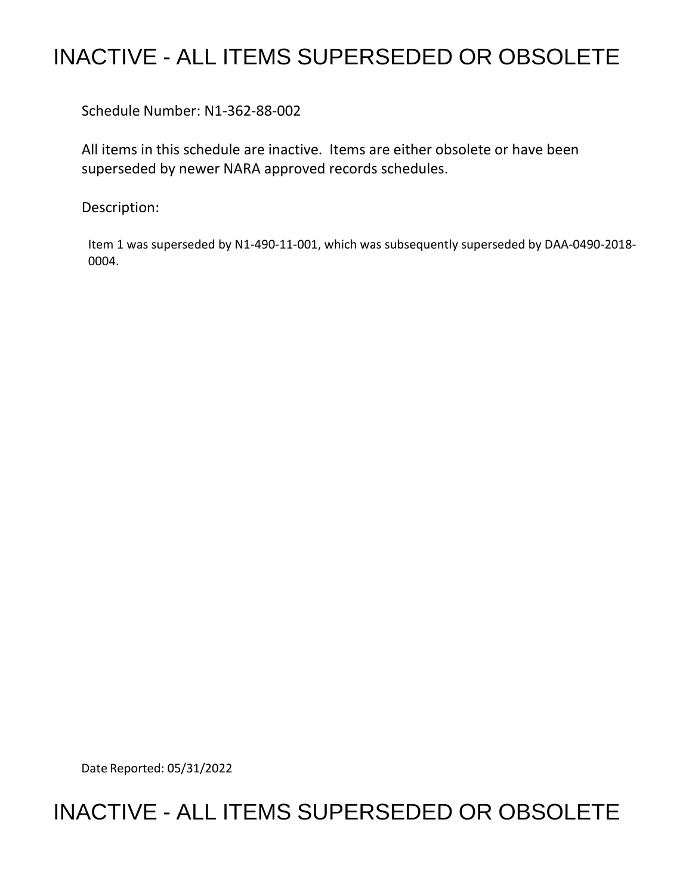# INACTIVE - ALL ITEMS SUPERSEDED OR OBSOLETE

Schedule Number: N1-362-88-002

All items in this schedule are inactive. Items are either obsolete or have been superseded by newer NARA approved records schedules.

Description:

Item 1 was superseded by N1-490-11-001, which was subsequently superseded by DAA-0490-2018-0004.

Date Reported: 05/31/2022

# INACTIVE - ALL ITEMS SUPERSEDED OR OBSOLETE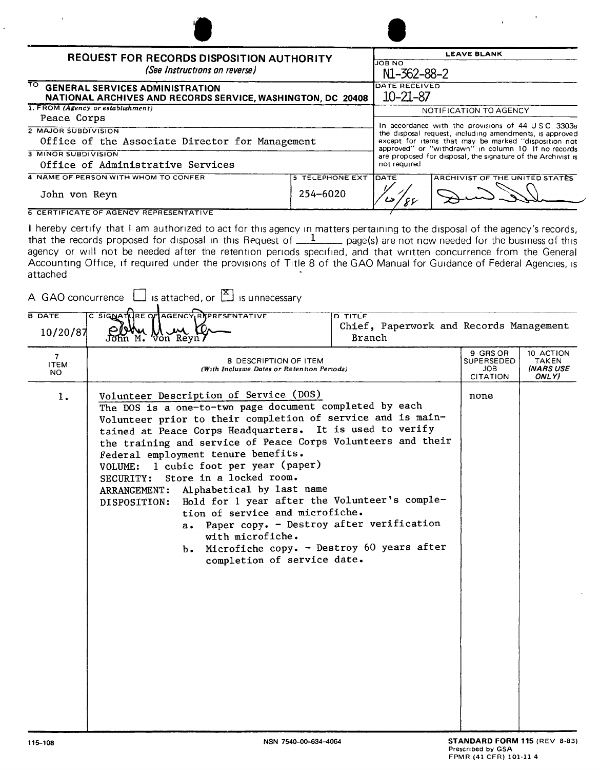# REQUEST FOR RECORDS DISPOSITION AUTHORITY

*(See Instructions on reverse)*

| | |
|---|---|
| **LEAVE BLANK** | |
| JOB NO | N1-362-88-2 |
| DATE RECEIVED | 10-21-87 |

TO **GENERAL SERVICES ADMINISTRATION**
**NATIONAL ARCHIVES AND RECORDS SERVICE, WASHINGTON, DC 20408**

1. FROM *(Agency or establishment)*
Peace Corps

2. MAJOR SUBDIVISION
Office of the Associate Director for Management

3. MINOR SUBDIVISION
Office of Administrative Services

4. NAME OF PERSON WITH WHOM TO CONFER
John von Reyn

5. TELEPHONE EXT
254-6020

NOTIFICATION TO AGENCY

In accordance with the provisions of 44 U.S.C. 3303a the disposal request, including amendments, is approved except for items that may be marked "disposition not approved" or "withdrawn" in column 10. If no records are proposed for disposal, the signature of the Archivist is not required.

DATE: 1/6/88

ARCHIVIST OF THE UNITED STATES: [signature]

6. CERTIFICATE OF AGENCY REPRESENTATIVE

I hereby certify that I am authorized to act for this agency in matters pertaining to the disposal of the agency's records, that the records proposed for disposal in this Request of 1 page(s) are not now needed for the business of this agency or will not be needed after the retention periods specified, and that written concurrence from the General Accounting Office, if required under the provisions of Title 8 of the GAO Manual for Guidance of Federal Agencies, is attached.

A. GAO concurrence ☐ is attached, or ☒ is unnecessary

| B DATE | C SIGNATURE OF AGENCY REPRESENTATIVE | D TITLE |
|---|---|---|
| 10/20/87 | [signature] John M. von Reyn | Chief, Paperwork and Records Management Branch |

| 7 ITEM NO | 8 DESCRIPTION OF ITEM *(With Inclusive Dates or Retention Periods)* | 9 GRS OR SUPERSEDED JOB CITATION | 10 ACTION TAKEN *(NARS USE ONLY)* |
|---|---|---|---|
| 1. | Volunteer Description of Service (DOS)<br>The DOS is a one-to-two page document completed by each Volunteer prior to their completion of service and is maintained at Peace Corps Headquarters. It is used to verify the training and service of Peace Corps Volunteers and their Federal employment tenure benefits.<br>VOLUME: 1 cubic foot per year (paper)<br>SECURITY: Store in a locked room.<br>ARRANGEMENT: Alphabetical by last name<br>DISPOSITION: Hold for 1 year after the Volunteer's completion of service and microfiche.<br>a. Paper copy. - Destroy after verification with microfiche.<br>b. Microfiche copy. - Destroy 60 years after completion of service date. | none | |

115-108 NSN 7540-00-634-4064 **STANDARD FORM 115** (REV 8-83) Prescribed by GSA FPMR (41 CFR) 101-11.4